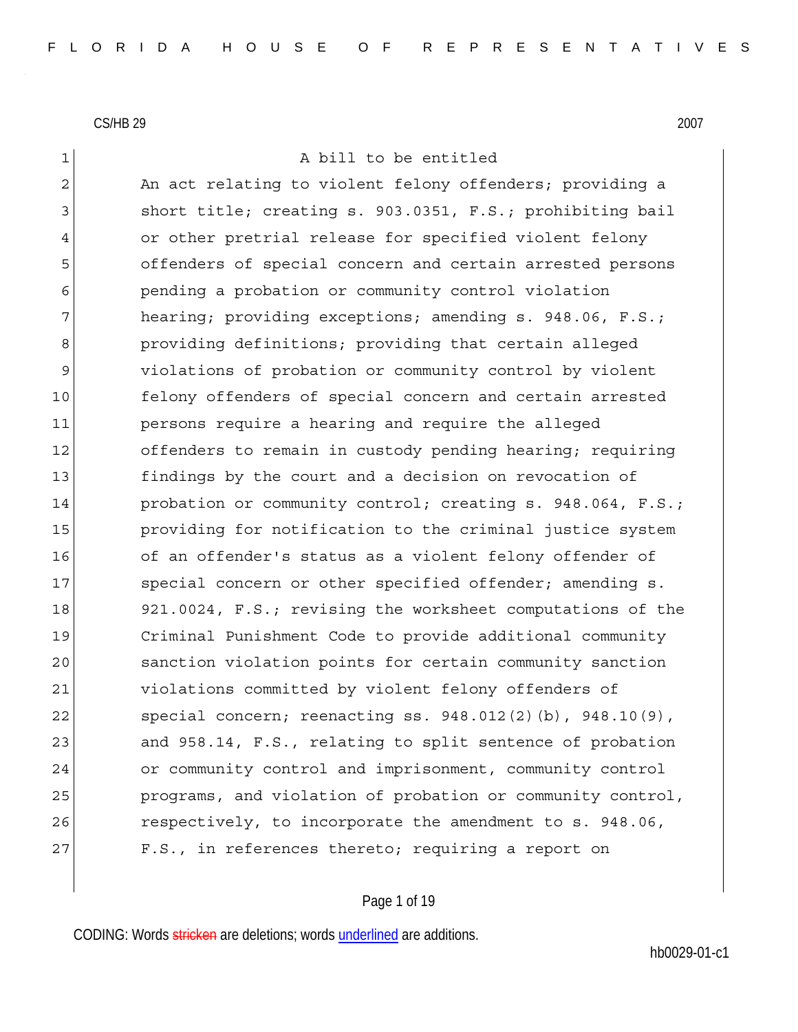CS/HB 29 2007

A bill to be entitled

An act relating to violent felony offenders; providing a short title; creating s. 903.0351, F.S.; prohibiting bail or other pretrial release for specified violent felony offenders of special concern and certain arrested persons pending a probation or community control violation hearing; providing exceptions; amending s. 948.06, F.S.; providing definitions; providing that certain alleged violations of probation or community control by violent felony offenders of special concern and certain arrested persons require a hearing and require the alleged offenders to remain in custody pending hearing; requiring findings by the court and a decision on revocation of probation or community control; creating s. 948.064, F.S.; providing for notification to the criminal justice system of an offender's status as a violent felony offender of special concern or other specified offender; amending s. 921.0024, F.S.; revising the worksheet computations of the Criminal Punishment Code to provide additional community sanction violation points for certain community sanction violations committed by violent felony offenders of special concern; reenacting ss. 948.012(2)(b), 948.10(9), and 958.14, F.S., relating to split sentence of probation or community control and imprisonment, community control programs, and violation of probation or community control, respectively, to incorporate the amendment to s. 948.06, F.S., in references thereto; requiring a report on

CODING: Words stricken are deletions; words underlined are additions.

hb0029-01-c1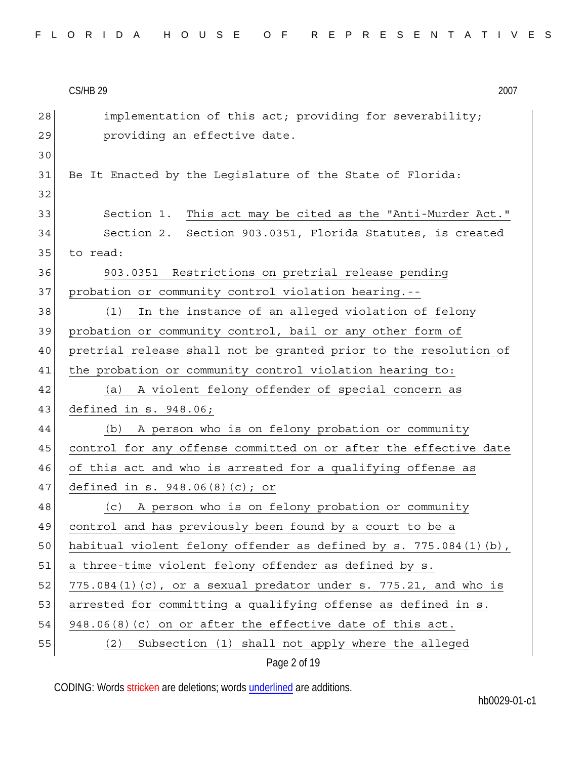implementation of this act; providing for severability; providing an effective date.

Be It Enacted by the Legislature of the State of Florida:

Section 1. This act may be cited as the "Anti-Murder Act."

Section 2. Section 903.0351, Florida Statutes, is created to read:

903.0351 Restrictions on pretrial release pending probation or community control violation hearing.--

(1) In the instance of an alleged violation of felony probation or community control, bail or any other form of pretrial release shall not be granted prior to the resolution of the probation or community control violation hearing to:

(a) A violent felony offender of special concern as defined in s. 948.06;

(b) A person who is on felony probation or community control for any offense committed on or after the effective date of this act and who is arrested for a qualifying offense as defined in s. 948.06(8)(c); or

(c) A person who is on felony probation or community control and has previously been found by a court to be a habitual violent felony offender as defined by s. 775.084(1)(b), a three-time violent felony offender as defined by s. 775.084(1)(c), or a sexual predator under s. 775.21, and who is arrested for committing a qualifying offense as defined in s. 948.06(8)(c) on or after the effective date of this act.

(2) Subsection (1) shall not apply where the alleged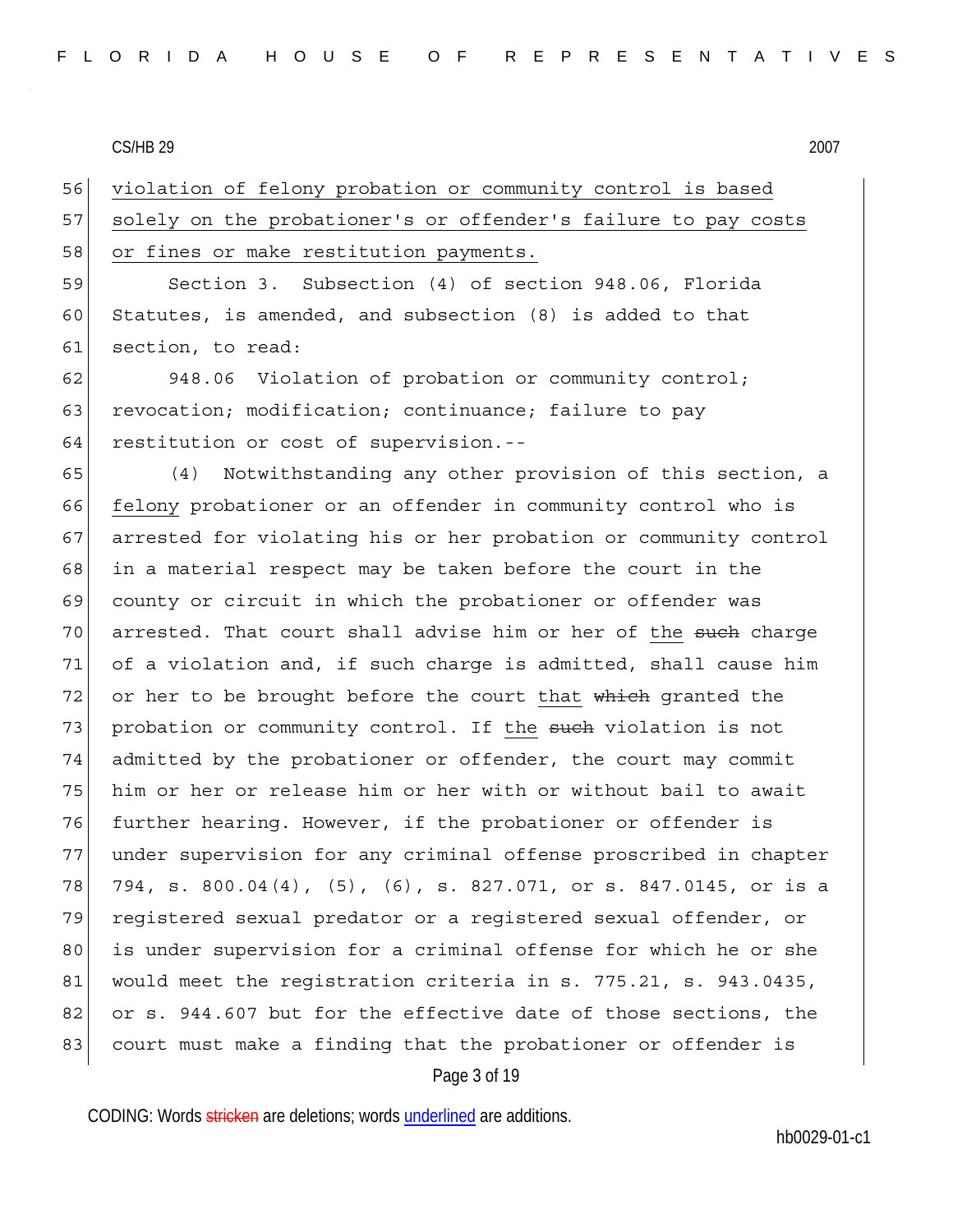violation of felony probation or community control is based solely on the probationer's or offender's failure to pay costs or fines or make restitution payments.

Section 3. Subsection (4) of section 948.06, Florida Statutes, is amended, and subsection (8) is added to that section, to read:

948.06 Violation of probation or community control; revocation; modification; continuance; failure to pay restitution or cost of supervision.--

(4) Notwithstanding any other provision of this section, a felony probationer or an offender in community control who is arrested for violating his or her probation or community control in a material respect may be taken before the court in the county or circuit in which the probationer or offender was arrested. That court shall advise him or her of the ~~such~~ charge of a violation and, if such charge is admitted, shall cause him or her to be brought before the court that ~~which~~ granted the probation or community control. If the ~~such~~ violation is not admitted by the probationer or offender, the court may commit him or her or release him or her with or without bail to await further hearing. However, if the probationer or offender is under supervision for any criminal offense proscribed in chapter 794, s. 800.04(4), (5), (6), s. 827.071, or s. 847.0145, or is a registered sexual predator or a registered sexual offender, or is under supervision for a criminal offense for which he or she would meet the registration criteria in s. 775.21, s. 943.0435, or s. 944.607 but for the effective date of those sections, the court must make a finding that the probationer or offender is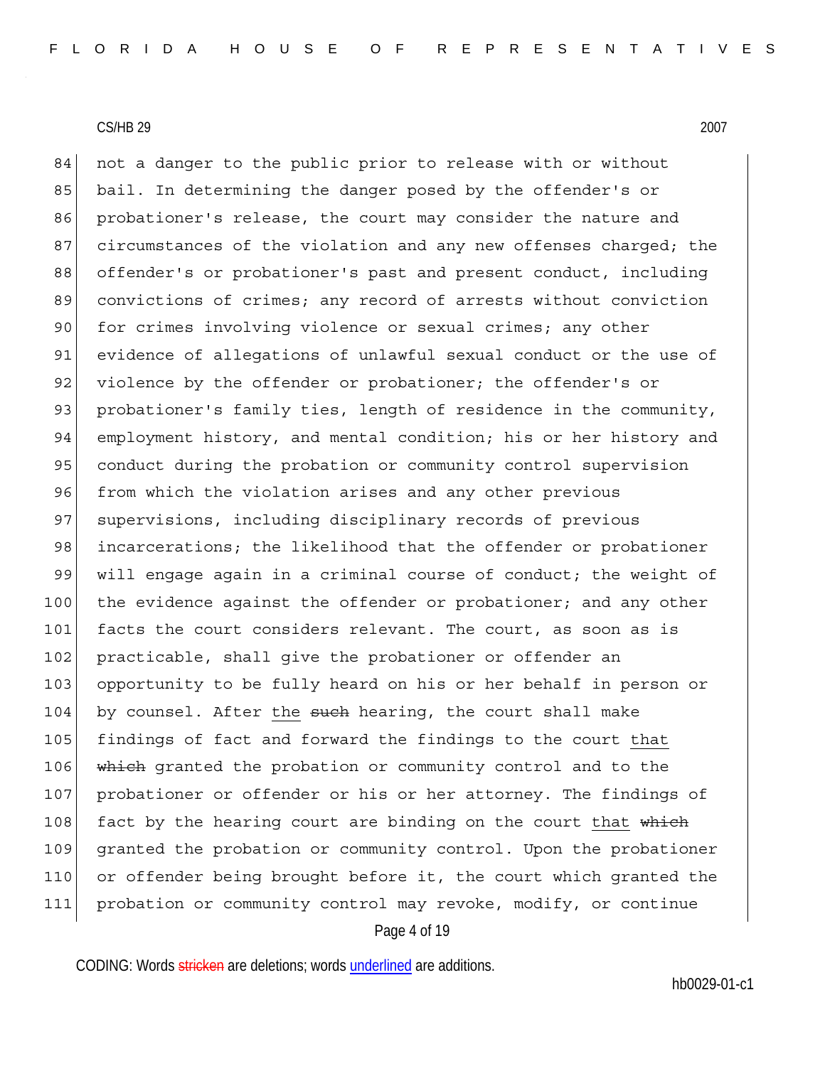not a danger to the public prior to release with or without bail. In determining the danger posed by the offender's or probationer's release, the court may consider the nature and circumstances of the violation and any new offenses charged; the offender's or probationer's past and present conduct, including convictions of crimes; any record of arrests without conviction for crimes involving violence or sexual crimes; any other evidence of allegations of unlawful sexual conduct or the use of violence by the offender or probationer; the offender's or probationer's family ties, length of residence in the community, employment history, and mental condition; his or her history and conduct during the probation or community control supervision from which the violation arises and any other previous supervisions, including disciplinary records of previous incarcerations; the likelihood that the offender or probationer will engage again in a criminal course of conduct; the weight of the evidence against the offender or probationer; and any other facts the court considers relevant. The court, as soon as is practicable, shall give the probationer or offender an opportunity to be fully heard on his or her behalf in person or by counsel. After <u>the</u> ~~such~~ hearing, the court shall make findings of fact and forward the findings to the court <u>that</u> ~~which~~ granted the probation or community control and to the probationer or offender or his or her attorney. The findings of fact by the hearing court are binding on the court <u>that</u> ~~which~~ granted the probation or community control. Upon the probationer or offender being brought before it, the court which granted the probation or community control may revoke, modify, or continue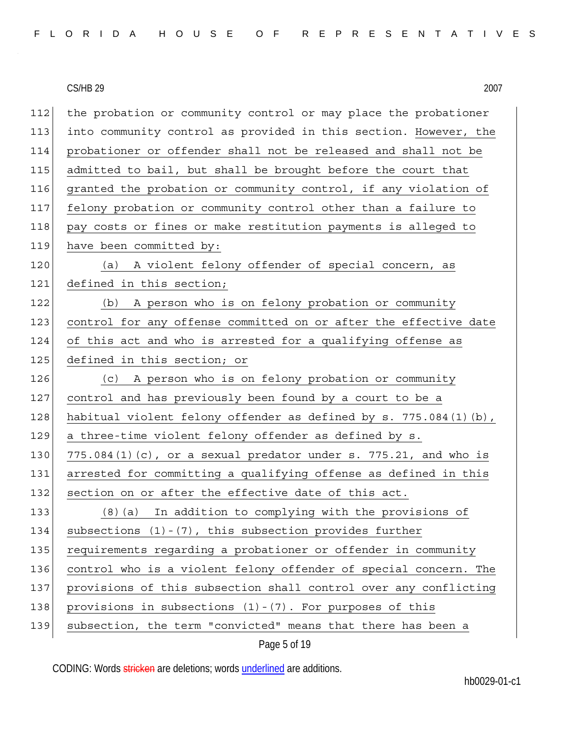the probation or community control or may place the probationer into community control as provided in this section. However, the probationer or offender shall not be released and shall not be admitted to bail, but shall be brought before the court that granted the probation or community control, if any violation of felony probation or community control other than a failure to pay costs or fines or make restitution payments is alleged to have been committed by:

(a) A violent felony offender of special concern, as defined in this section;

(b) A person who is on felony probation or community control for any offense committed on or after the effective date of this act and who is arrested for a qualifying offense as defined in this section; or

(c) A person who is on felony probation or community control and has previously been found by a court to be a habitual violent felony offender as defined by s. 775.084(1)(b), a three-time violent felony offender as defined by s. 775.084(1)(c), or a sexual predator under s. 775.21, and who is arrested for committing a qualifying offense as defined in this section on or after the effective date of this act.

(8)(a) In addition to complying with the provisions of subsections (1)-(7), this subsection provides further requirements regarding a probationer or offender in community control who is a violent felony offender of special concern. The provisions of this subsection shall control over any conflicting provisions in subsections (1)-(7). For purposes of this subsection, the term "convicted" means that there has been a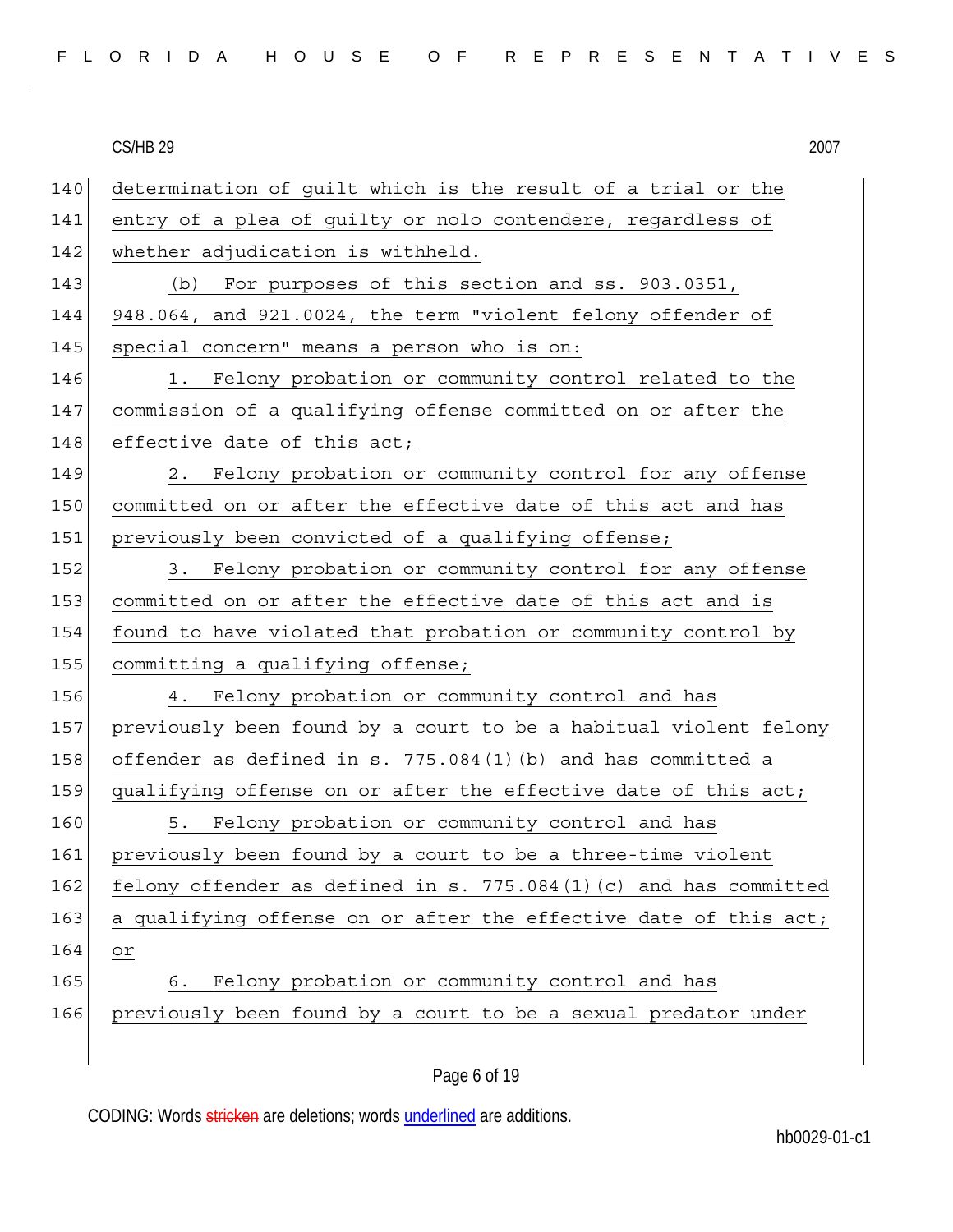determination of guilt which is the result of a trial or the entry of a plea of guilty or nolo contendere, regardless of whether adjudication is withheld.

(b) For purposes of this section and ss. 903.0351, 948.064, and 921.0024, the term "violent felony offender of special concern" means a person who is on:

1. Felony probation or community control related to the commission of a qualifying offense committed on or after the effective date of this act;

2. Felony probation or community control for any offense committed on or after the effective date of this act and has previously been convicted of a qualifying offense;

3. Felony probation or community control for any offense committed on or after the effective date of this act and is found to have violated that probation or community control by committing a qualifying offense;

4. Felony probation or community control and has previously been found by a court to be a habitual violent felony offender as defined in s. 775.084(1)(b) and has committed a qualifying offense on or after the effective date of this act;

5. Felony probation or community control and has previously been found by a court to be a three-time violent felony offender as defined in s. 775.084(1)(c) and has committed a qualifying offense on or after the effective date of this act; or

6. Felony probation or community control and has previously been found by a court to be a sexual predator under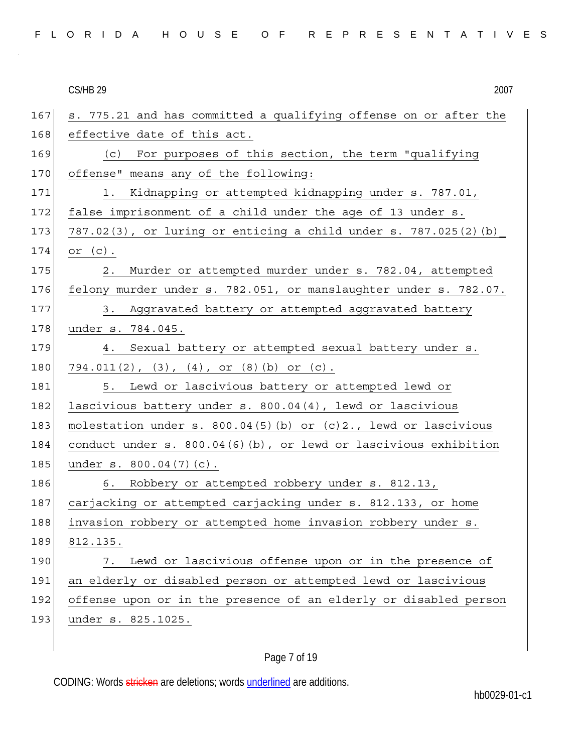s. 775.21 and has committed a qualifying offense on or after the effective date of this act.

(c) For purposes of this section, the term "qualifying offense" means any of the following:

1. Kidnapping or attempted kidnapping under s. 787.01, false imprisonment of a child under the age of 13 under s. 787.02(3), or luring or enticing a child under s. 787.025(2)(b) or (c).

2. Murder or attempted murder under s. 782.04, attempted felony murder under s. 782.051, or manslaughter under s. 782.07.

3. Aggravated battery or attempted aggravated battery under s. 784.045.

4. Sexual battery or attempted sexual battery under s. 794.011(2), (3), (4), or (8)(b) or (c).

5. Lewd or lascivious battery or attempted lewd or lascivious battery under s. 800.04(4), lewd or lascivious molestation under s. 800.04(5)(b) or (c)2., lewd or lascivious conduct under s. 800.04(6)(b), or lewd or lascivious exhibition under s. 800.04(7)(c).

6. Robbery or attempted robbery under s. 812.13, carjacking or attempted carjacking under s. 812.133, or home invasion robbery or attempted home invasion robbery under s. 812.135.

7. Lewd or lascivious offense upon or in the presence of an elderly or disabled person or attempted lewd or lascivious offense upon or in the presence of an elderly or disabled person under s. 825.1025.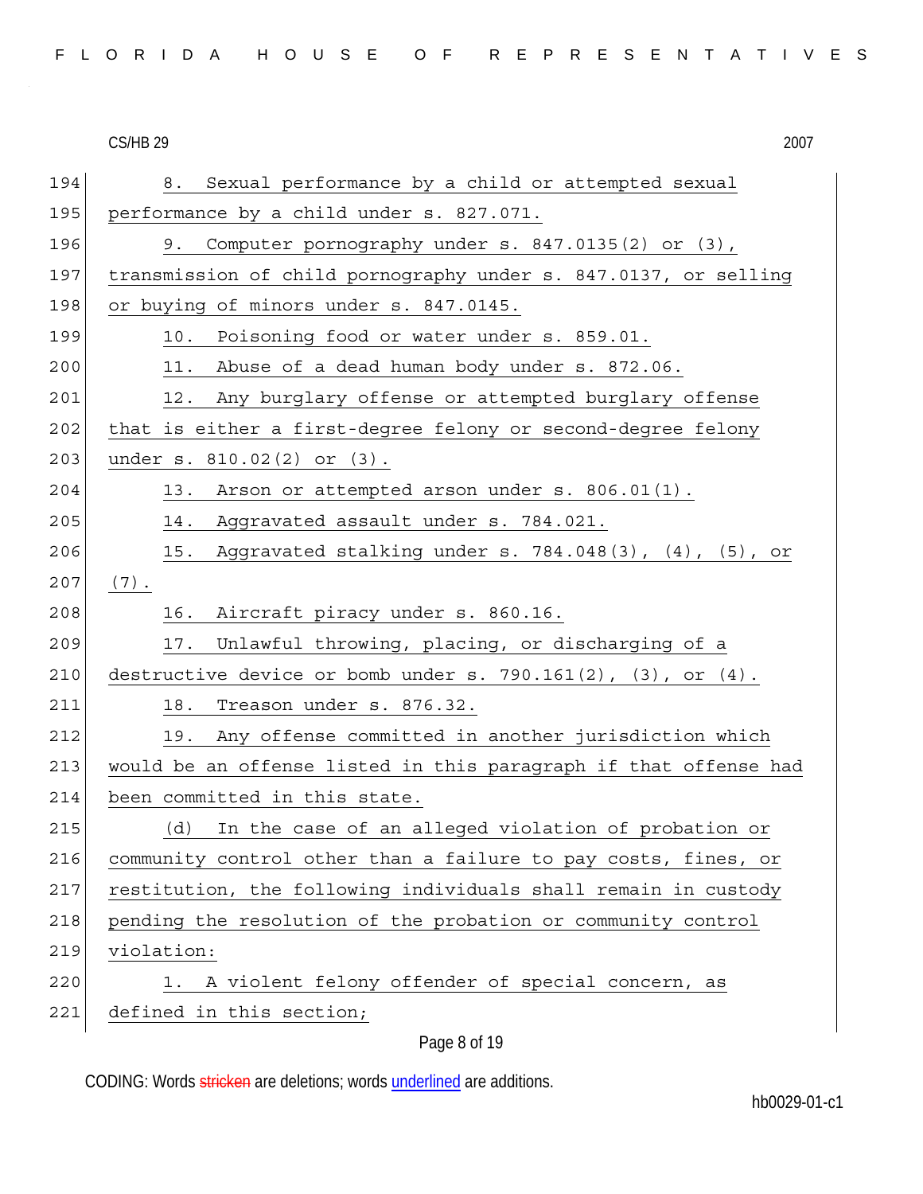8. Sexual performance by a child or attempted sexual performance by a child under s. 827.071.

9. Computer pornography under s. 847.0135(2) or (3), transmission of child pornography under s. 847.0137, or selling or buying of minors under s. 847.0145.

10. Poisoning food or water under s. 859.01.

11. Abuse of a dead human body under s. 872.06.

12. Any burglary offense or attempted burglary offense that is either a first-degree felony or second-degree felony under s. 810.02(2) or (3).

13. Arson or attempted arson under s. 806.01(1).

14. Aggravated assault under s. 784.021.

15. Aggravated stalking under s. 784.048(3), (4), (5), or (7).

16. Aircraft piracy under s. 860.16.

17. Unlawful throwing, placing, or discharging of a destructive device or bomb under s. 790.161(2), (3), or (4).

18. Treason under s. 876.32.

19. Any offense committed in another jurisdiction which would be an offense listed in this paragraph if that offense had been committed in this state.

(d) In the case of an alleged violation of probation or community control other than a failure to pay costs, fines, or restitution, the following individuals shall remain in custody pending the resolution of the probation or community control violation:

1. A violent felony offender of special concern, as defined in this section;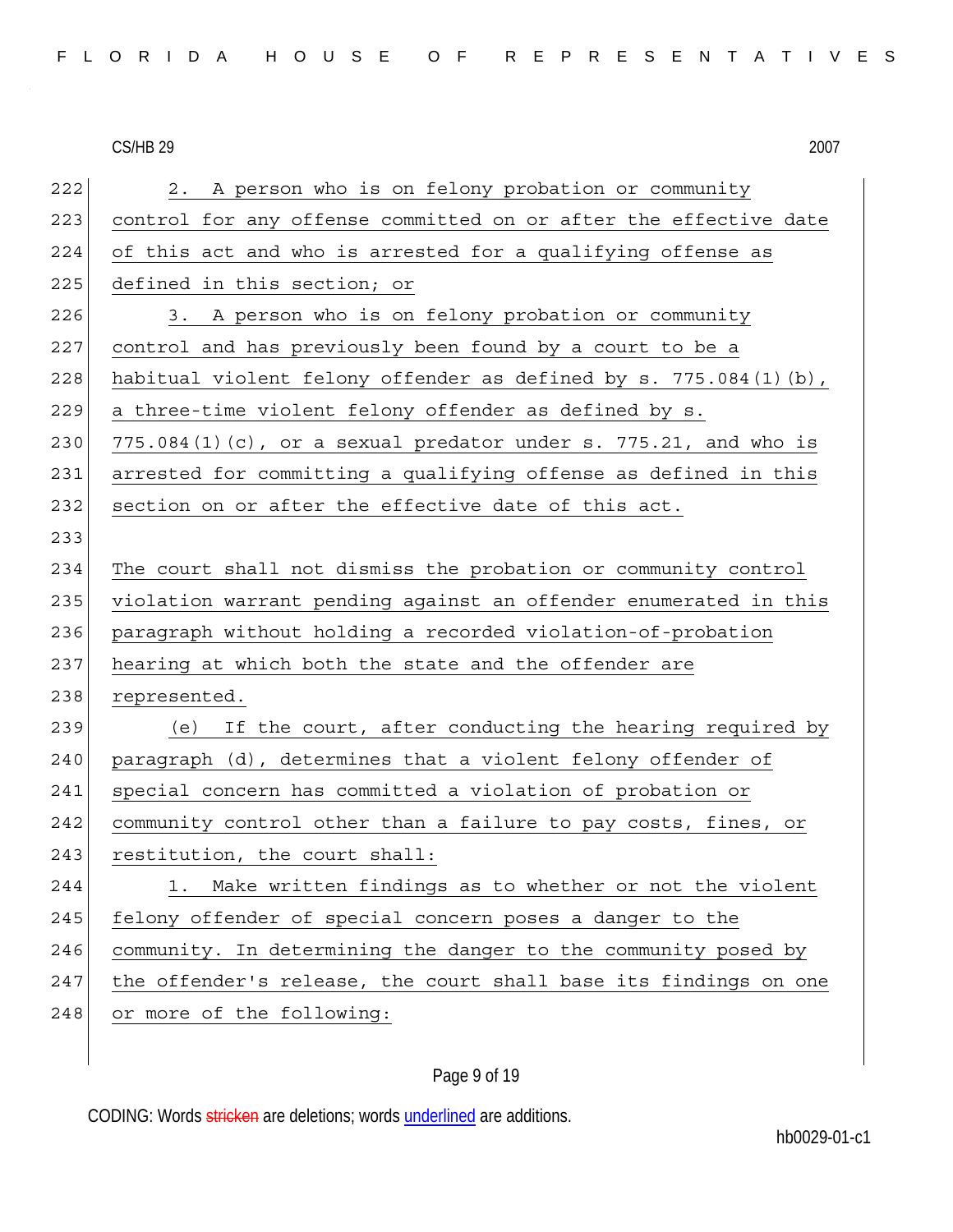2. A person who is on felony probation or community control for any offense committed on or after the effective date of this act and who is arrested for a qualifying offense as defined in this section; or

3. A person who is on felony probation or community control and has previously been found by a court to be a habitual violent felony offender as defined by s. 775.084(1)(b), a three-time violent felony offender as defined by s. 775.084(1)(c), or a sexual predator under s. 775.21, and who is arrested for committing a qualifying offense as defined in this section on or after the effective date of this act.

The court shall not dismiss the probation or community control violation warrant pending against an offender enumerated in this paragraph without holding a recorded violation-of-probation hearing at which both the state and the offender are represented.

(e) If the court, after conducting the hearing required by paragraph (d), determines that a violent felony offender of special concern has committed a violation of probation or community control other than a failure to pay costs, fines, or restitution, the court shall:

1. Make written findings as to whether or not the violent felony offender of special concern poses a danger to the community. In determining the danger to the community posed by the offender's release, the court shall base its findings on one or more of the following: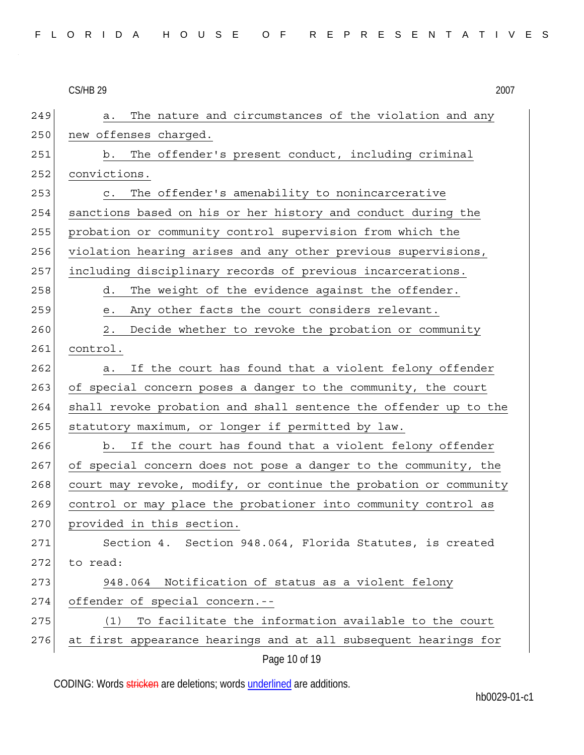a. The nature and circumstances of the violation and any new offenses charged.

b. The offender's present conduct, including criminal convictions.

c. The offender's amenability to nonincarcerative sanctions based on his or her history and conduct during the probation or community control supervision from which the violation hearing arises and any other previous supervisions, including disciplinary records of previous incarcerations.

d. The weight of the evidence against the offender.

e. Any other facts the court considers relevant.

2. Decide whether to revoke the probation or community control.

a. If the court has found that a violent felony offender of special concern poses a danger to the community, the court shall revoke probation and shall sentence the offender up to the statutory maximum, or longer if permitted by law.

b. If the court has found that a violent felony offender of special concern does not pose a danger to the community, the court may revoke, modify, or continue the probation or community control or may place the probationer into community control as provided in this section.

Section 4. Section 948.064, Florida Statutes, is created to read:

948.064 Notification of status as a violent felony offender of special concern.--

(1) To facilitate the information available to the court at first appearance hearings and at all subsequent hearings for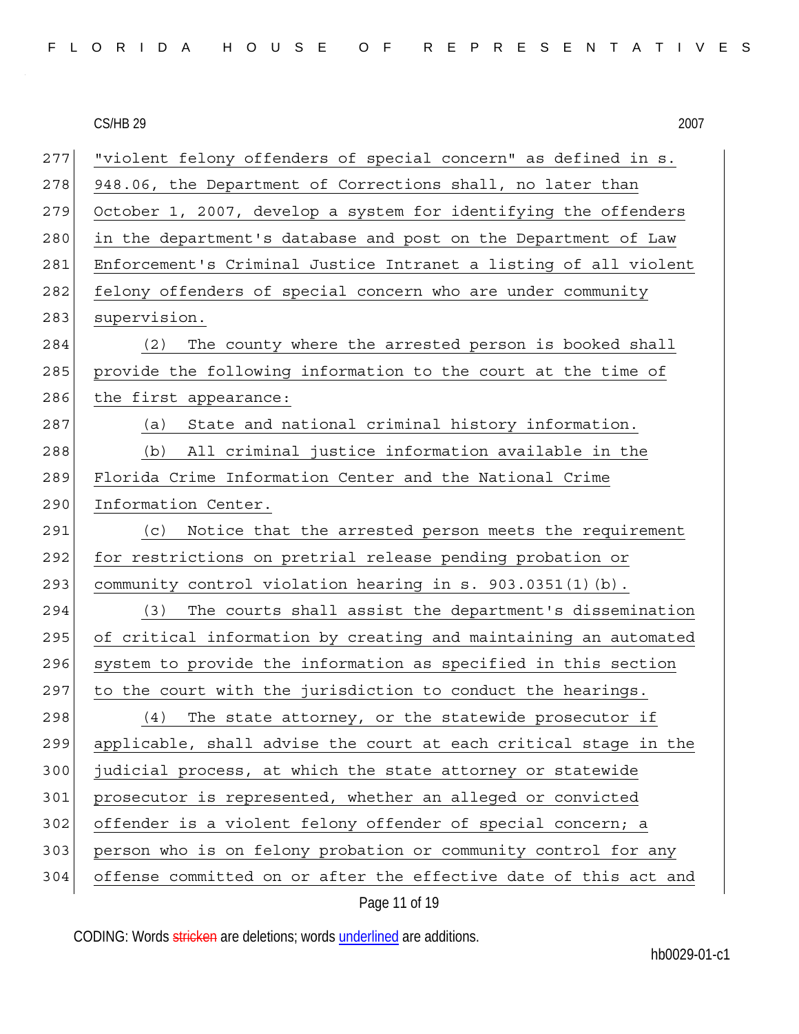"violent felony offenders of special concern" as defined in s. 948.06, the Department of Corrections shall, no later than October 1, 2007, develop a system for identifying the offenders in the department's database and post on the Department of Law Enforcement's Criminal Justice Intranet a listing of all violent felony offenders of special concern who are under community supervision.

(2) The county where the arrested person is booked shall provide the following information to the court at the time of the first appearance:

(a) State and national criminal history information.

(b) All criminal justice information available in the Florida Crime Information Center and the National Crime Information Center.

(c) Notice that the arrested person meets the requirement for restrictions on pretrial release pending probation or community control violation hearing in s. 903.0351(1)(b).

(3) The courts shall assist the department's dissemination of critical information by creating and maintaining an automated system to provide the information as specified in this section to the court with the jurisdiction to conduct the hearings.

(4) The state attorney, or the statewide prosecutor if applicable, shall advise the court at each critical stage in the judicial process, at which the state attorney or statewide prosecutor is represented, whether an alleged or convicted offender is a violent felony offender of special concern; a person who is on felony probation or community control for any offense committed on or after the effective date of this act and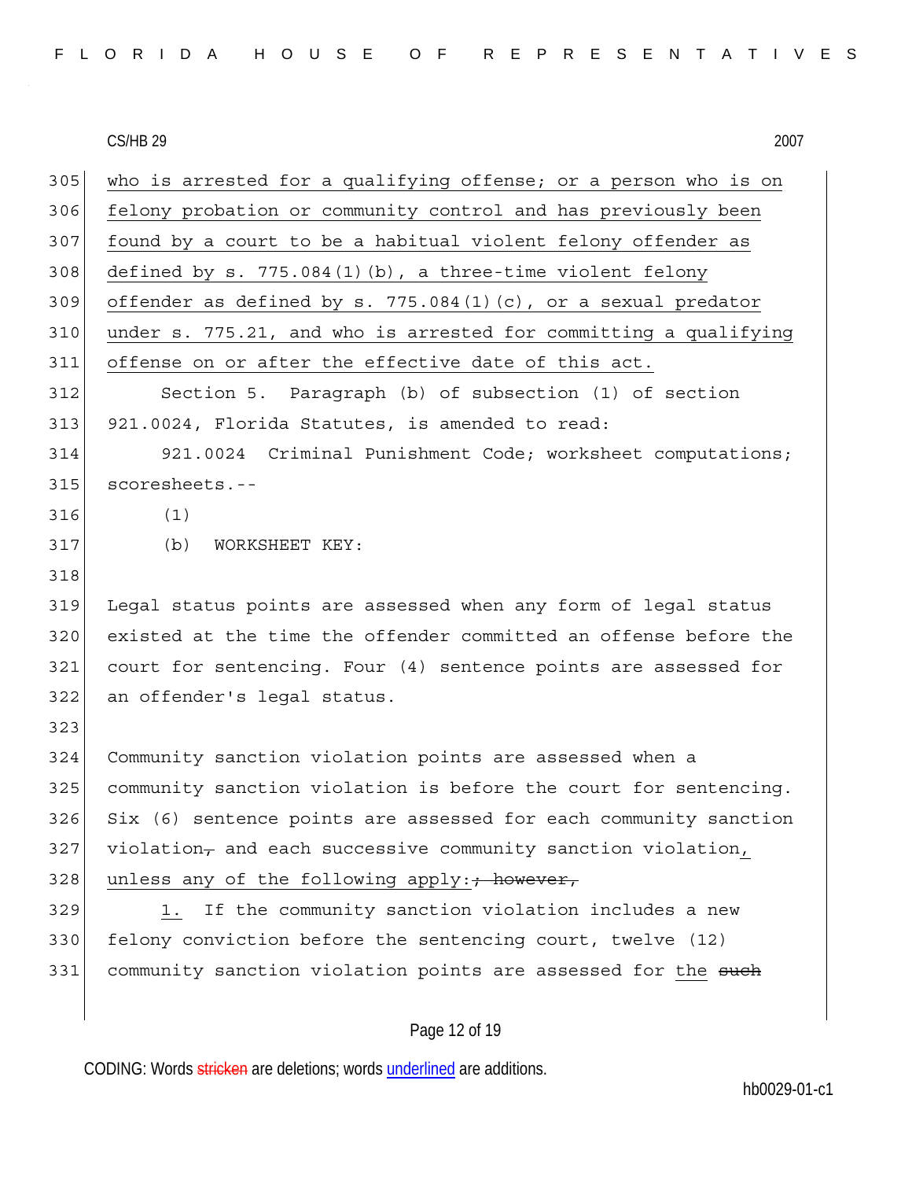who is arrested for a qualifying offense; or a person who is on felony probation or community control and has previously been found by a court to be a habitual violent felony offender as defined by s. 775.084(1)(b), a three-time violent felony offender as defined by s. 775.084(1)(c), or a sexual predator under s. 775.21, and who is arrested for committing a qualifying offense on or after the effective date of this act.

Section 5. Paragraph (b) of subsection (1) of section 921.0024, Florida Statutes, is amended to read:

921.0024 Criminal Punishment Code; worksheet computations; scoresheets.--

(1)

(b) WORKSHEET KEY:

Legal status points are assessed when any form of legal status existed at the time the offender committed an offense before the court for sentencing. Four (4) sentence points are assessed for an offender's legal status.

Community sanction violation points are assessed when a community sanction violation is before the court for sentencing. Six (6) sentence points are assessed for each community sanction violation, and each successive community sanction violation, unless any of the following apply: ~~; however,~~

1. If the community sanction violation includes a new felony conviction before the sentencing court, twelve (12) community sanction violation points are assessed for the ~~such~~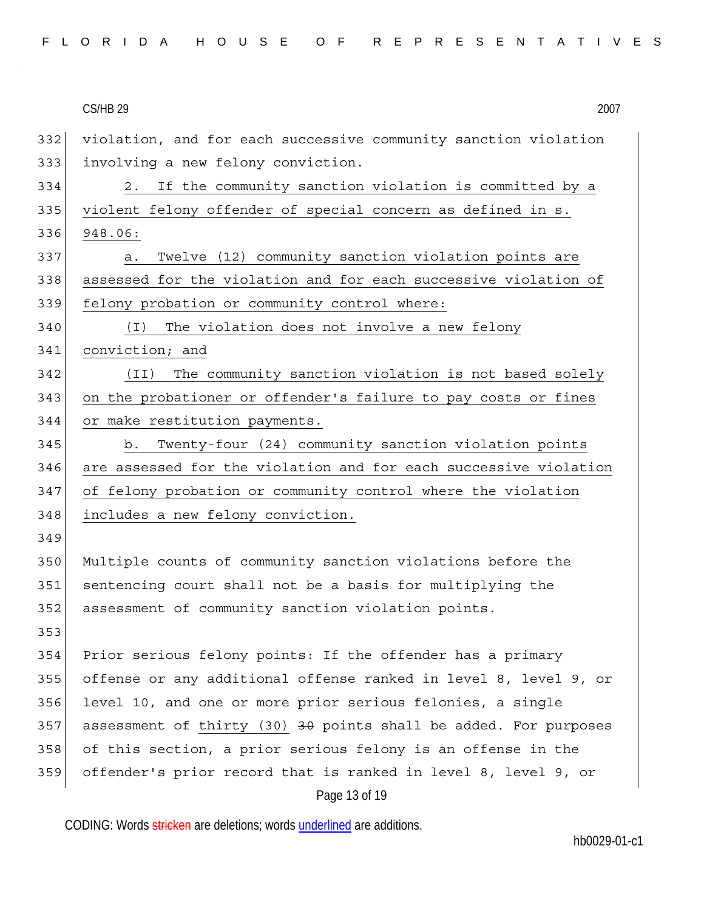332 violation, and for each successive community sanction violation
333 involving a new felony conviction.

334 2. If the community sanction violation is committed by a
335 violent felony offender of special concern as defined in s.
336 948.06:

337 a. Twelve (12) community sanction violation points are
338 assessed for the violation and for each successive violation of
339 felony probation or community control where:

340 (I) The violation does not involve a new felony
341 conviction; and

342 (II) The community sanction violation is not based solely
343 on the probationer or offender's failure to pay costs or fines
344 or make restitution payments.

345 b. Twenty-four (24) community sanction violation points
346 are assessed for the violation and for each successive violation
347 of felony probation or community control where the violation
348 includes a new felony conviction.

349

350 Multiple counts of community sanction violations before the
351 sentencing court shall not be a basis for multiplying the
352 assessment of community sanction violation points.

353

354 Prior serious felony points: If the offender has a primary
355 offense or any additional offense ranked in level 8, level 9, or
356 level 10, and one or more prior serious felonies, a single
357 assessment of thirty (30) ~~30~~ points shall be added. For purposes
358 of this section, a prior serious felony is an offense in the
359 offender's prior record that is ranked in level 8, level 9, or

CODING: Words ~~stricken~~ are deletions; words underlined are additions.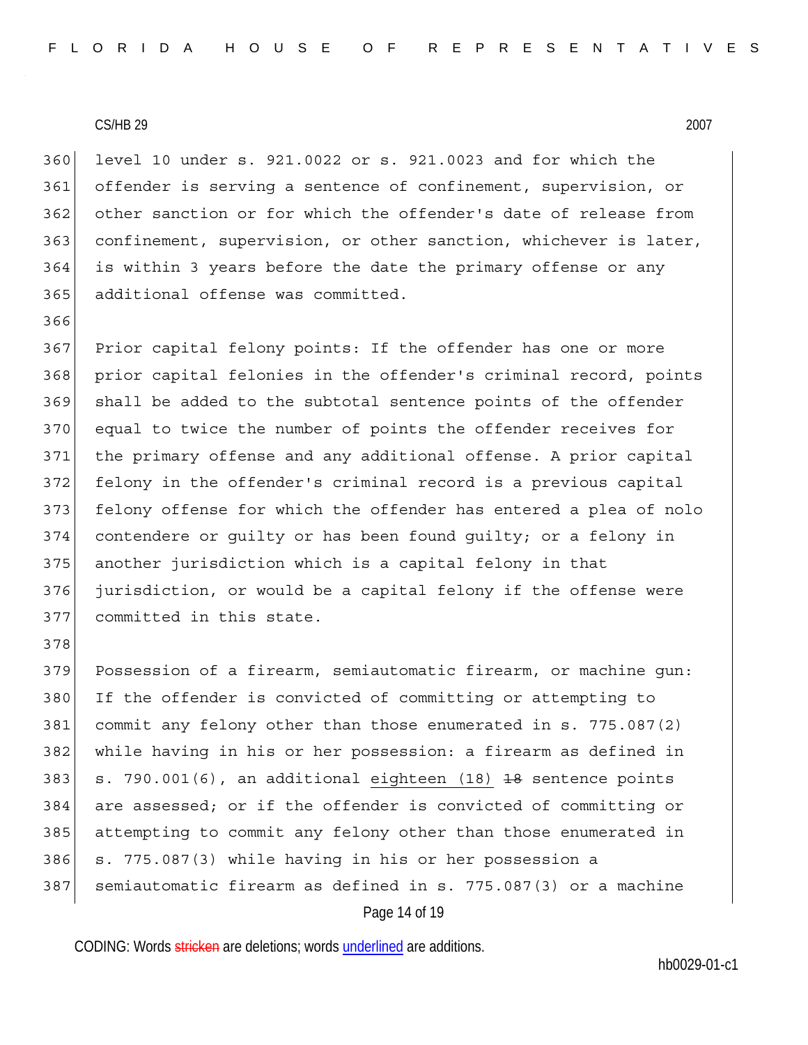level 10 under s. 921.0022 or s. 921.0023 and for which the offender is serving a sentence of confinement, supervision, or other sanction or for which the offender's date of release from confinement, supervision, or other sanction, whichever is later, is within 3 years before the date the primary offense or any additional offense was committed.

Prior capital felony points: If the offender has one or more prior capital felonies in the offender's criminal record, points shall be added to the subtotal sentence points of the offender equal to twice the number of points the offender receives for the primary offense and any additional offense. A prior capital felony in the offender's criminal record is a previous capital felony offense for which the offender has entered a plea of nolo contendere or guilty or has been found guilty; or a felony in another jurisdiction which is a capital felony in that jurisdiction, or would be a capital felony if the offense were committed in this state.

Possession of a firearm, semiautomatic firearm, or machine gun: If the offender is convicted of committing or attempting to commit any felony other than those enumerated in s. 775.087(2) while having in his or her possession: a firearm as defined in s. 790.001(6), an additional eighteen (18) ~~18~~ sentence points are assessed; or if the offender is convicted of committing or attempting to commit any felony other than those enumerated in s. 775.087(3) while having in his or her possession a semiautomatic firearm as defined in s. 775.087(3) or a machine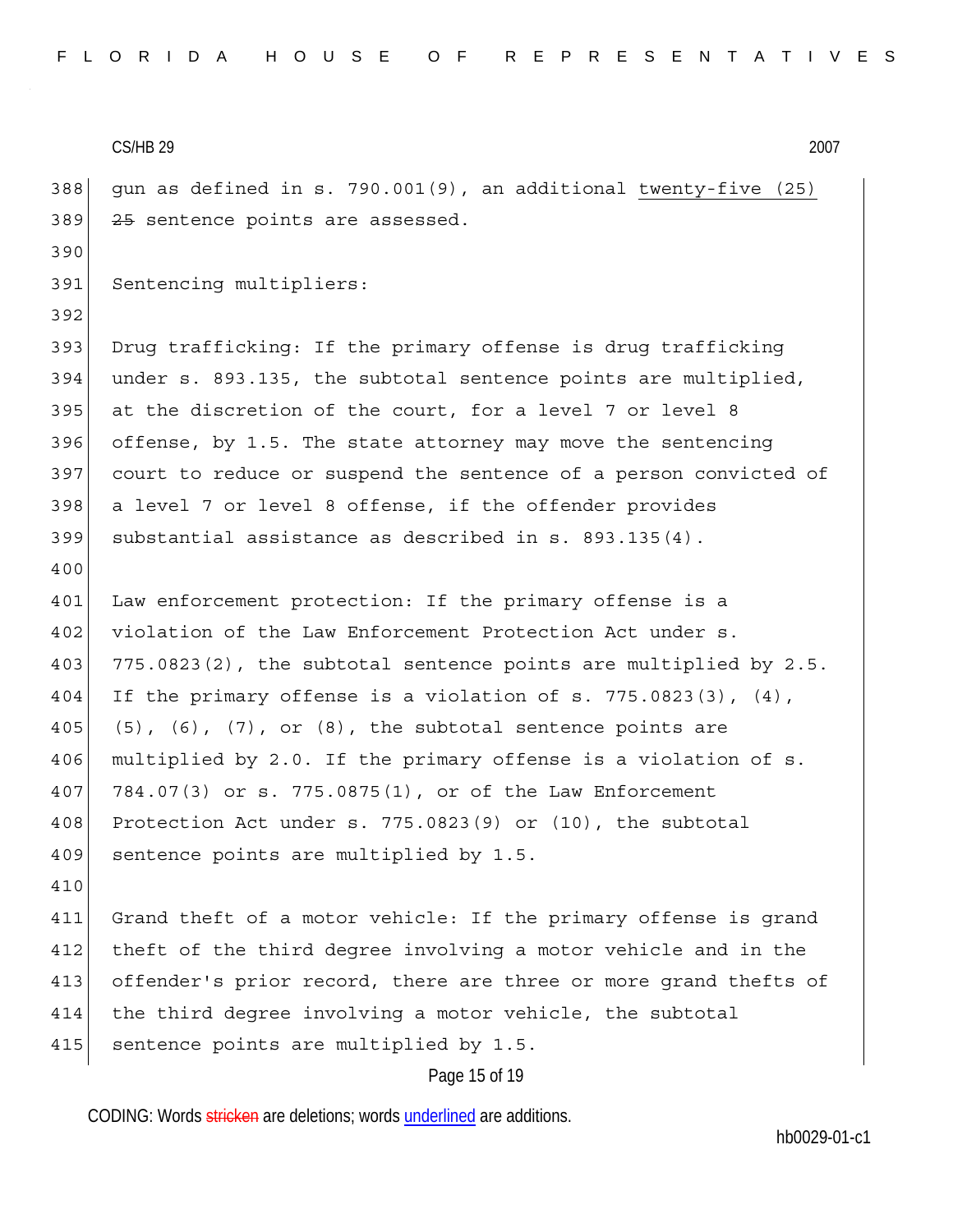gun as defined in s. 790.001(9), an additional twenty-five (25) ~~25~~ sentence points are assessed.

Sentencing multipliers:

Drug trafficking: If the primary offense is drug trafficking under s. 893.135, the subtotal sentence points are multiplied, at the discretion of the court, for a level 7 or level 8 offense, by 1.5. The state attorney may move the sentencing court to reduce or suspend the sentence of a person convicted of a level 7 or level 8 offense, if the offender provides substantial assistance as described in s. 893.135(4).

Law enforcement protection: If the primary offense is a violation of the Law Enforcement Protection Act under s. 775.0823(2), the subtotal sentence points are multiplied by 2.5. If the primary offense is a violation of s. 775.0823(3), (4), (5), (6), (7), or (8), the subtotal sentence points are multiplied by 2.0. If the primary offense is a violation of s. 784.07(3) or s. 775.0875(1), or of the Law Enforcement Protection Act under s. 775.0823(9) or (10), the subtotal sentence points are multiplied by 1.5.

Grand theft of a motor vehicle: If the primary offense is grand theft of the third degree involving a motor vehicle and in the offender's prior record, there are three or more grand thefts of the third degree involving a motor vehicle, the subtotal sentence points are multiplied by 1.5.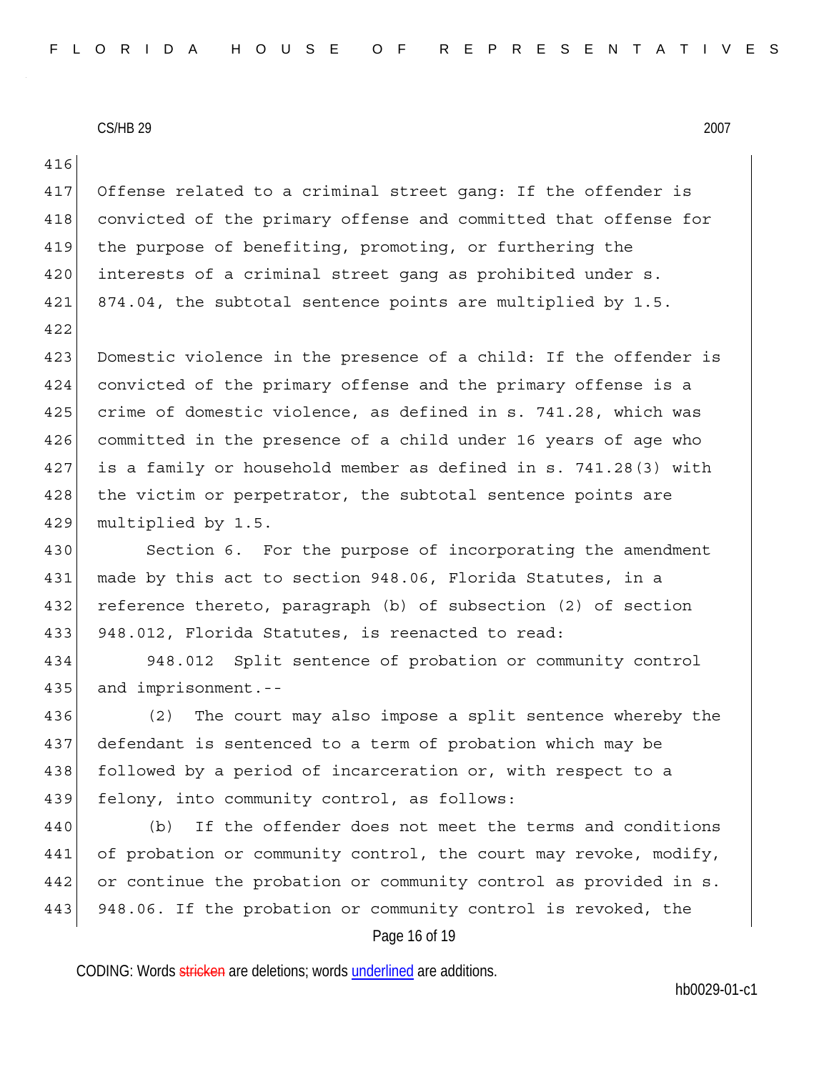Offense related to a criminal street gang: If the offender is convicted of the primary offense and committed that offense for the purpose of benefiting, promoting, or furthering the interests of a criminal street gang as prohibited under s. 874.04, the subtotal sentence points are multiplied by 1.5.

Domestic violence in the presence of a child: If the offender is convicted of the primary offense and the primary offense is a crime of domestic violence, as defined in s. 741.28, which was committed in the presence of a child under 16 years of age who is a family or household member as defined in s. 741.28(3) with the victim or perpetrator, the subtotal sentence points are multiplied by 1.5.

Section 6. For the purpose of incorporating the amendment made by this act to section 948.06, Florida Statutes, in a reference thereto, paragraph (b) of subsection (2) of section 948.012, Florida Statutes, is reenacted to read:

948.012 Split sentence of probation or community control and imprisonment.--

(2) The court may also impose a split sentence whereby the defendant is sentenced to a term of probation which may be followed by a period of incarceration or, with respect to a felony, into community control, as follows:

(b) If the offender does not meet the terms and conditions of probation or community control, the court may revoke, modify, or continue the probation or community control as provided in s. 948.06. If the probation or community control is revoked, the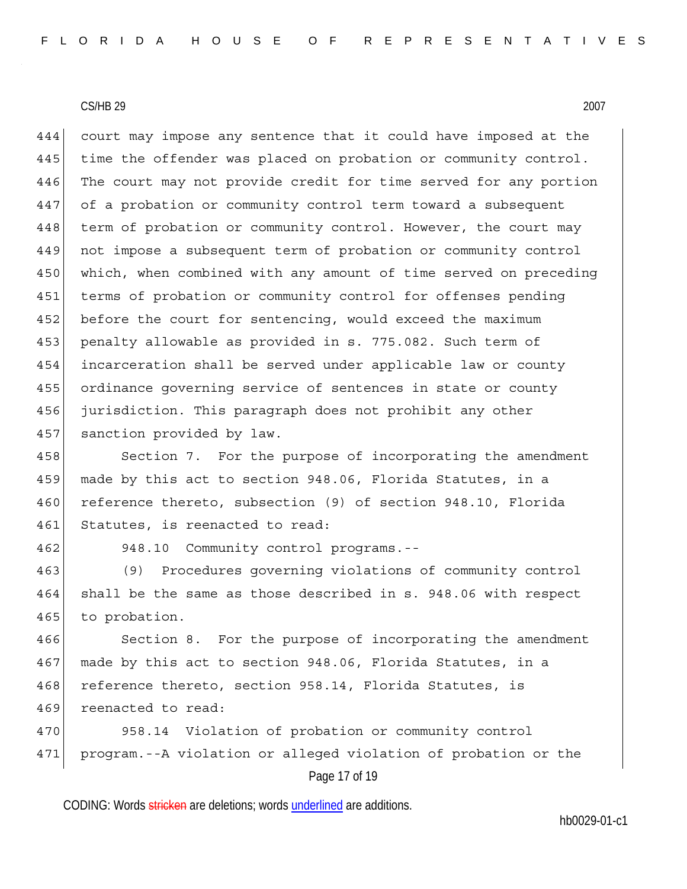court may impose any sentence that it could have imposed at the time the offender was placed on probation or community control. The court may not provide credit for time served for any portion of a probation or community control term toward a subsequent term of probation or community control. However, the court may not impose a subsequent term of probation or community control which, when combined with any amount of time served on preceding terms of probation or community control for offenses pending before the court for sentencing, would exceed the maximum penalty allowable as provided in s. 775.082. Such term of incarceration shall be served under applicable law or county ordinance governing service of sentences in state or county jurisdiction. This paragraph does not prohibit any other sanction provided by law.

Section 7. For the purpose of incorporating the amendment made by this act to section 948.06, Florida Statutes, in a reference thereto, subsection (9) of section 948.10, Florida Statutes, is reenacted to read:

948.10 Community control programs.--

(9) Procedures governing violations of community control shall be the same as those described in s. 948.06 with respect to probation.

Section 8. For the purpose of incorporating the amendment made by this act to section 948.06, Florida Statutes, in a reference thereto, section 958.14, Florida Statutes, is reenacted to read:

958.14 Violation of probation or community control program.--A violation or alleged violation of probation or the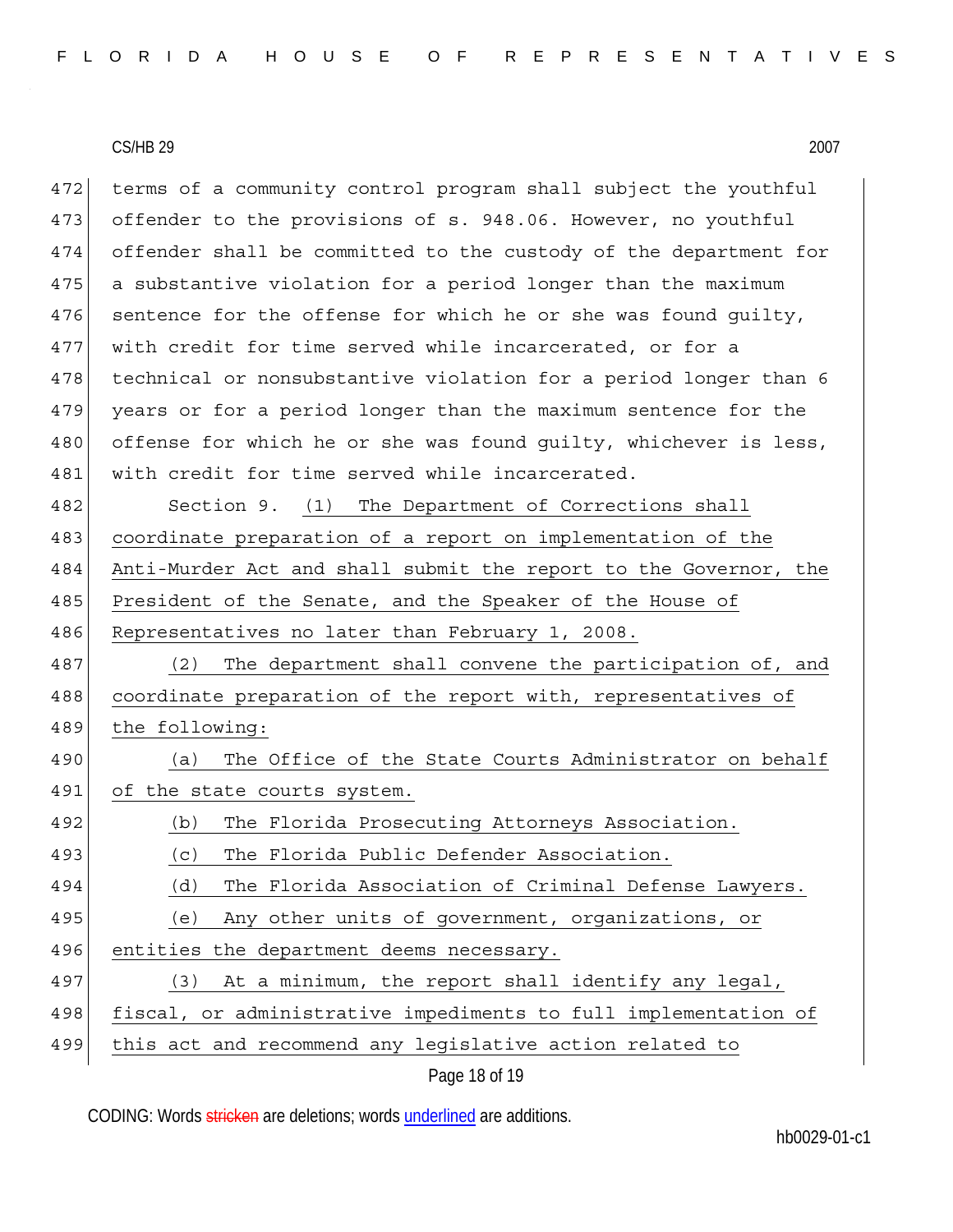terms of a community control program shall subject the youthful offender to the provisions of s. 948.06. However, no youthful offender shall be committed to the custody of the department for a substantive violation for a period longer than the maximum sentence for the offense for which he or she was found guilty, with credit for time served while incarcerated, or for a technical or nonsubstantive violation for a period longer than 6 years or for a period longer than the maximum sentence for the offense for which he or she was found guilty, whichever is less, with credit for time served while incarcerated.

Section 9. (1) The Department of Corrections shall coordinate preparation of a report on implementation of the Anti-Murder Act and shall submit the report to the Governor, the President of the Senate, and the Speaker of the House of Representatives no later than February 1, 2008.

(2) The department shall convene the participation of, and coordinate preparation of the report with, representatives of the following:

(a) The Office of the State Courts Administrator on behalf of the state courts system.

(b) The Florida Prosecuting Attorneys Association.

(c) The Florida Public Defender Association.

(d) The Florida Association of Criminal Defense Lawyers.

(e) Any other units of government, organizations, or entities the department deems necessary.

(3) At a minimum, the report shall identify any legal, fiscal, or administrative impediments to full implementation of this act and recommend any legislative action related to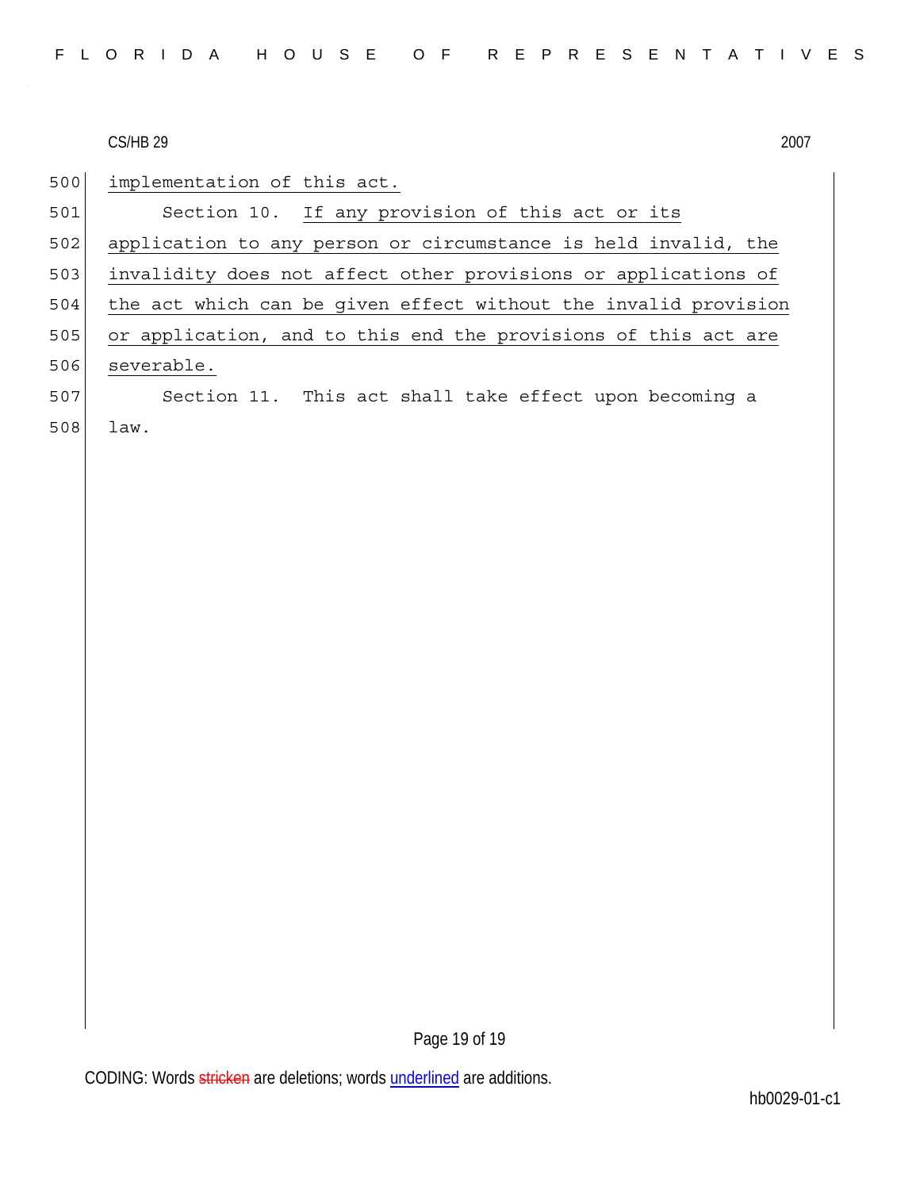implementation of this act.

Section 10. If any provision of this act or its application to any person or circumstance is held invalid, the invalidity does not affect other provisions or applications of the act which can be given effect without the invalid provision or application, and to this end the provisions of this act are severable.

Section 11. This act shall take effect upon becoming a law.